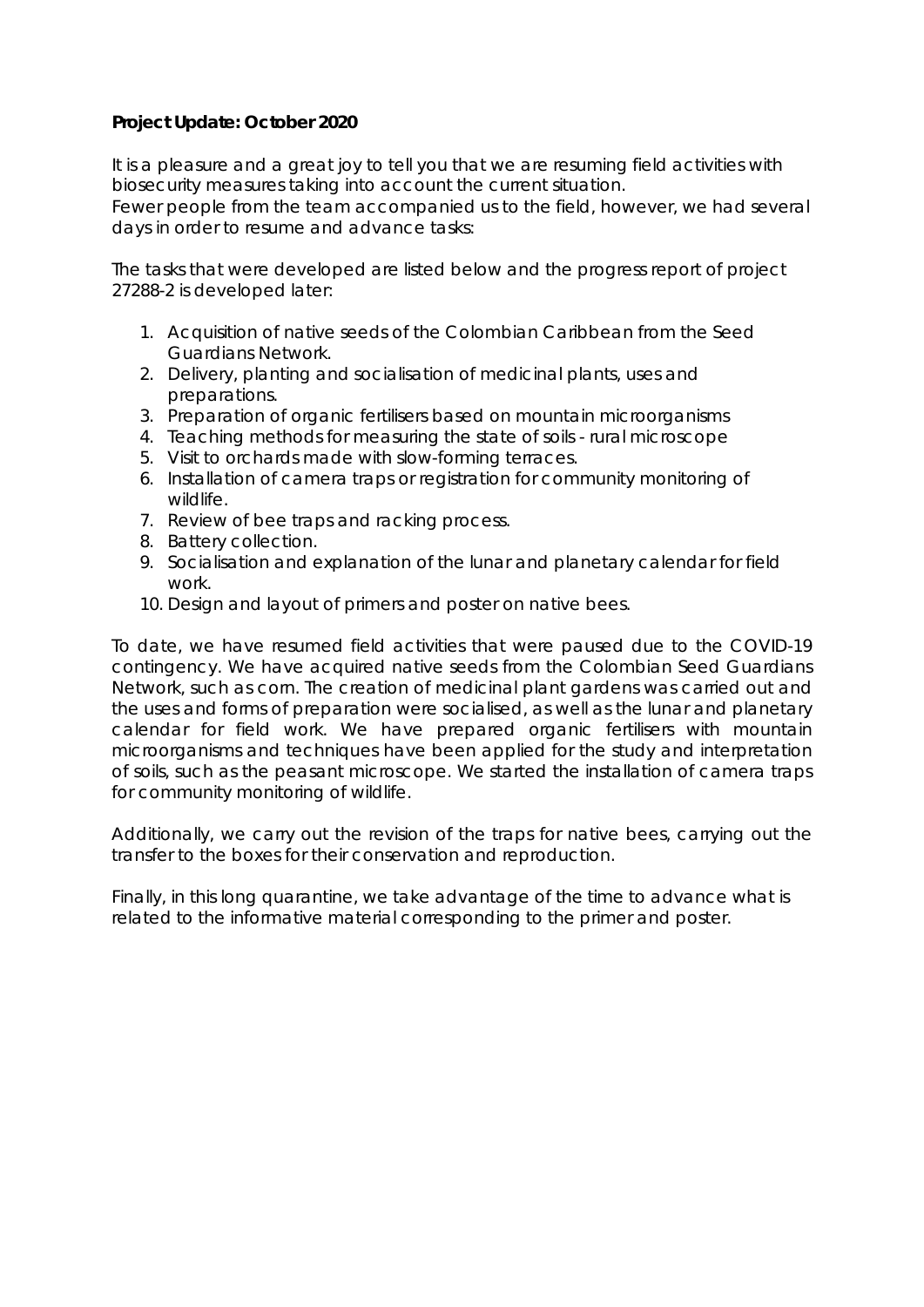**Project Update: October 2020**

It is a pleasure and a great joy to tell you that we are resuming field activities with biosecurity measures taking into account the current situation.
Fewer people from the team accompanied us to the field, however, we had several days in order to resume and advance tasks:

The tasks that were developed are listed below and the progress report of project 27288-2 is developed later:

1. Acquisition of native seeds of the Colombian Caribbean from the Seed Guardians Network.
2. Delivery, planting and socialisation of medicinal plants, uses and preparations.
3. Preparation of organic fertilisers based on mountain microorganisms
4. Teaching methods for measuring the state of soils - rural microscope
5. Visit to orchards made with slow-forming terraces.
6. Installation of camera traps or registration for community monitoring of wildlife.
7. Review of bee traps and racking process.
8. Battery collection.
9. Socialisation and explanation of the lunar and planetary calendar for field work.
10. Design and layout of primers and poster on native bees.

To date, we have resumed field activities that were paused due to the COVID-19 contingency. We have acquired native seeds from the Colombian Seed Guardians Network, such as corn. The creation of medicinal plant gardens was carried out and the uses and forms of preparation were socialised, as well as the lunar and planetary calendar for field work. We have prepared organic fertilisers with mountain microorganisms and techniques have been applied for the study and interpretation of soils, such as the peasant microscope. We started the installation of camera traps for community monitoring of wildlife.

Additionally, we carry out the revision of the traps for native bees, carrying out the transfer to the boxes for their conservation and reproduction.

Finally, in this long quarantine, we take advantage of the time to advance what is related to the informative material corresponding to the primer and poster.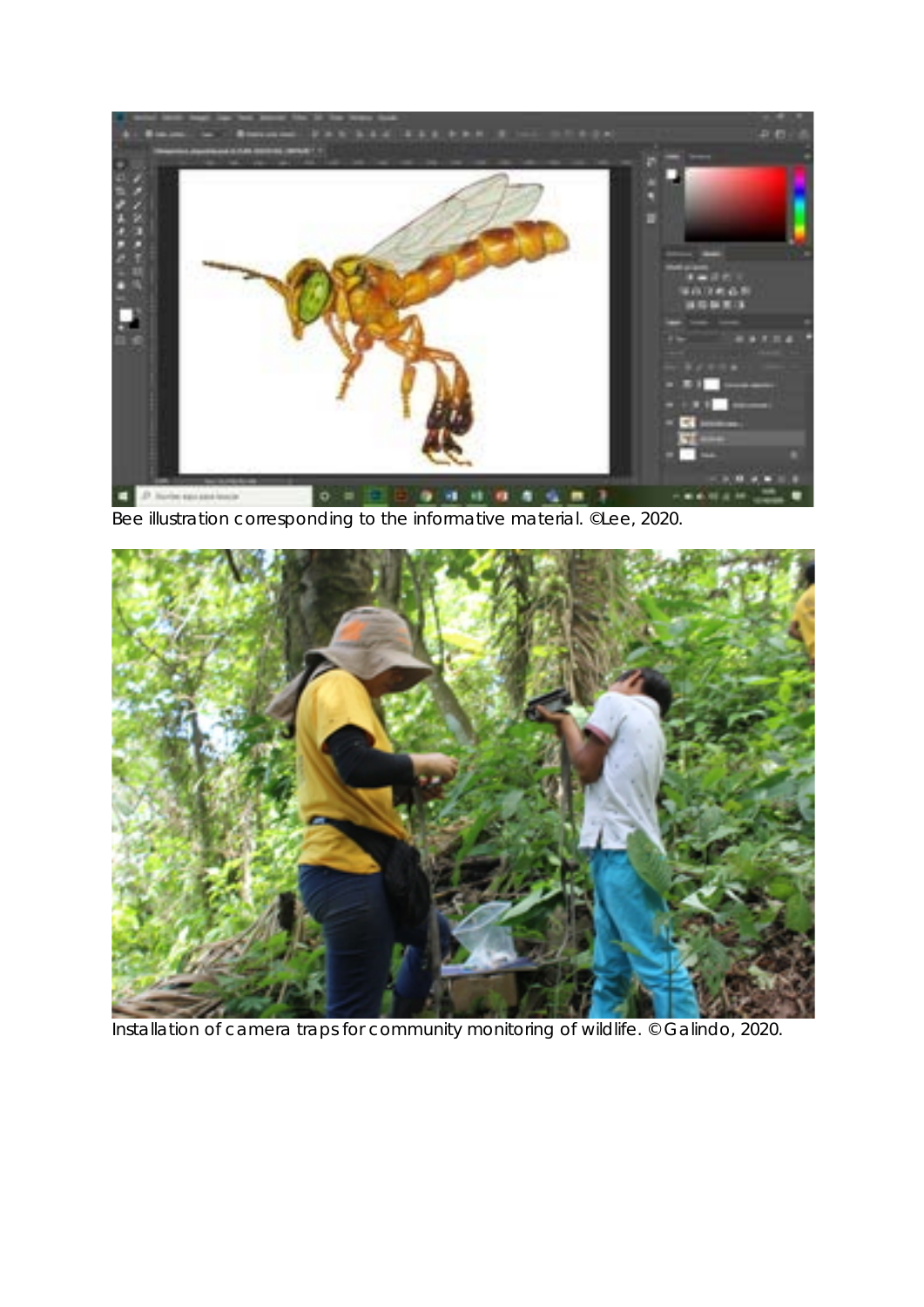Bee illustration corresponding to the informative material. ©Lee, 2020.

Installation of camera traps for community monitoring of wildlife. © Galindo, 2020.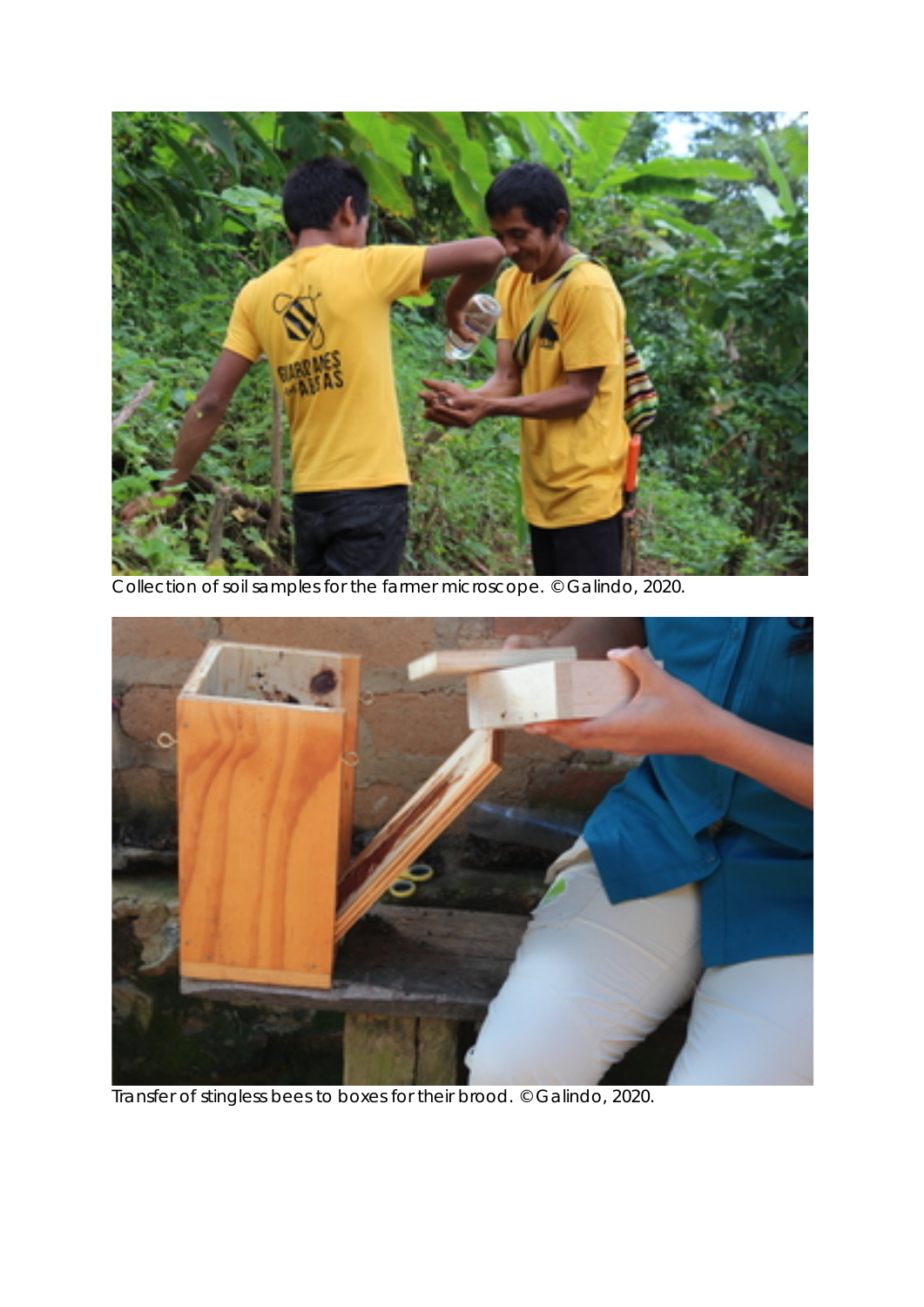Collection of soil samples for the farmer microscope. © Galindo, 2020.

Transfer of stingless bees to boxes for their brood. © Galindo, 2020.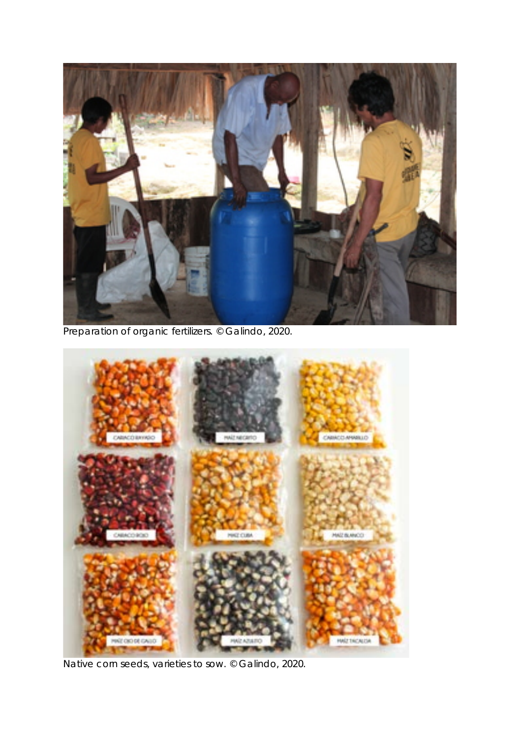Preparation of organic fertilizers. © Galindo, 2020.

Native corn seeds, varieties to sow. © Galindo, 2020.